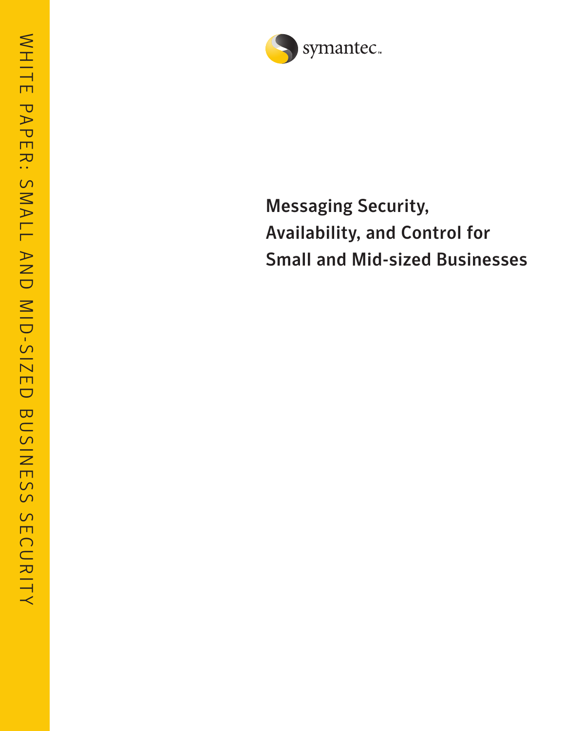WHITE PAPER: SMALL AND MID-SIZED BUSINESS SECURITY

symantec.

# Messaging Security, Availability, and Control for Small and Mid-sized Businesses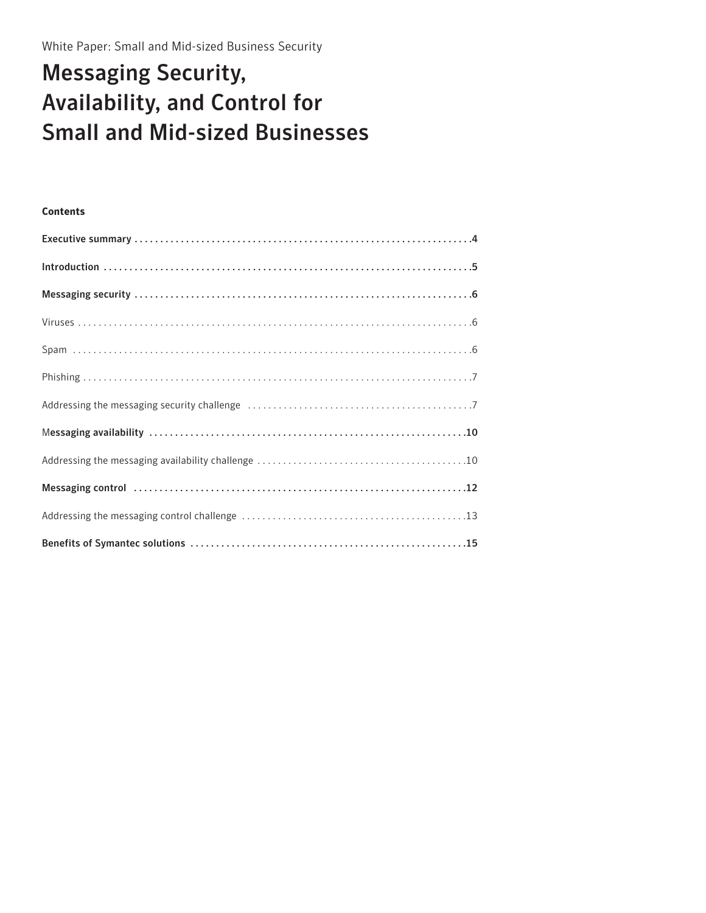White Paper: Small and Mid-sized Business Security

# Messaging Security, Availability, and Control for Small and Mid-sized Businesses

**Contents**

**Executive summary** . . . . . . . . . . . . . . . . . . . . . . . . . . . . . . . . . . . . . . . . . . . . . . . . . . . . . . . . . . . . . . . . . . **4**

**Introduction** . . . . . . . . . . . . . . . . . . . . . . . . . . . . . . . . . . . . . . . . . . . . . . . . . . . . . . . . . . . . . . . . . . . . . . . . . **5**

**Messaging security** . . . . . . . . . . . . . . . . . . . . . . . . . . . . . . . . . . . . . . . . . . . . . . . . . . . . . . . . . . . . . . . . . . **6**

Viruses . . . . . . . . . . . . . . . . . . . . . . . . . . . . . . . . . . . . . . . . . . . . . . . . . . . . . . . . . . . . . . . . . . . . . . . . . . . . . . 6

Spam . . . . . . . . . . . . . . . . . . . . . . . . . . . . . . . . . . . . . . . . . . . . . . . . . . . . . . . . . . . . . . . . . . . . . . . . . . . . . . . 6

Phishing . . . . . . . . . . . . . . . . . . . . . . . . . . . . . . . . . . . . . . . . . . . . . . . . . . . . . . . . . . . . . . . . . . . . . . . . . . . . . 7

Addressing the messaging security challenge . . . . . . . . . . . . . . . . . . . . . . . . . . . . . . . . . . . . . . . . . . . . 7

**Messaging availability** . . . . . . . . . . . . . . . . . . . . . . . . . . . . . . . . . . . . . . . . . . . . . . . . . . . . . . . . . . . . . . **10**

Addressing the messaging availability challenge . . . . . . . . . . . . . . . . . . . . . . . . . . . . . . . . . . . . . . . . . 10

**Messaging control** . . . . . . . . . . . . . . . . . . . . . . . . . . . . . . . . . . . . . . . . . . . . . . . . . . . . . . . . . . . . . . . . . **12**

Addressing the messaging control challenge . . . . . . . . . . . . . . . . . . . . . . . . . . . . . . . . . . . . . . . . . . . . 13

**Benefits of Symantec solutions** . . . . . . . . . . . . . . . . . . . . . . . . . . . . . . . . . . . . . . . . . . . . . . . . . . . . . . **15**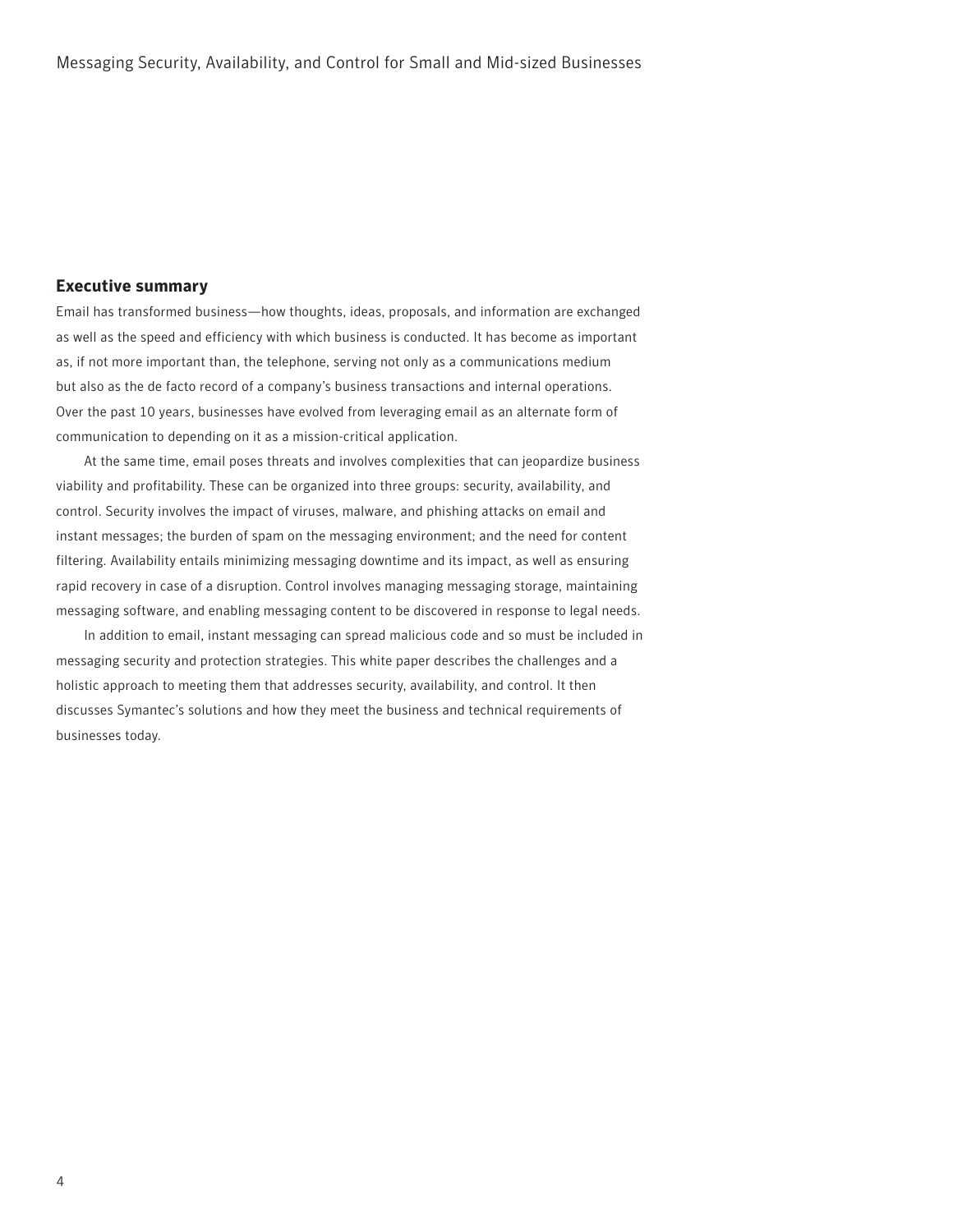## Executive summary

Email has transformed business—how thoughts, ideas, proposals, and information are exchanged as well as the speed and efficiency with which business is conducted. It has become as important as, if not more important than, the telephone, serving not only as a communications medium but also as the de facto record of a company's business transactions and internal operations. Over the past 10 years, businesses have evolved from leveraging email as an alternate form of communication to depending on it as a mission-critical application.

At the same time, email poses threats and involves complexities that can jeopardize business viability and profitability. These can be organized into three groups: security, availability, and control. Security involves the impact of viruses, malware, and phishing attacks on email and instant messages; the burden of spam on the messaging environment; and the need for content filtering. Availability entails minimizing messaging downtime and its impact, as well as ensuring rapid recovery in case of a disruption. Control involves managing messaging storage, maintaining messaging software, and enabling messaging content to be discovered in response to legal needs.

In addition to email, instant messaging can spread malicious code and so must be included in messaging security and protection strategies. This white paper describes the challenges and a holistic approach to meeting them that addresses security, availability, and control. It then discusses Symantec's solutions and how they meet the business and technical requirements of businesses today.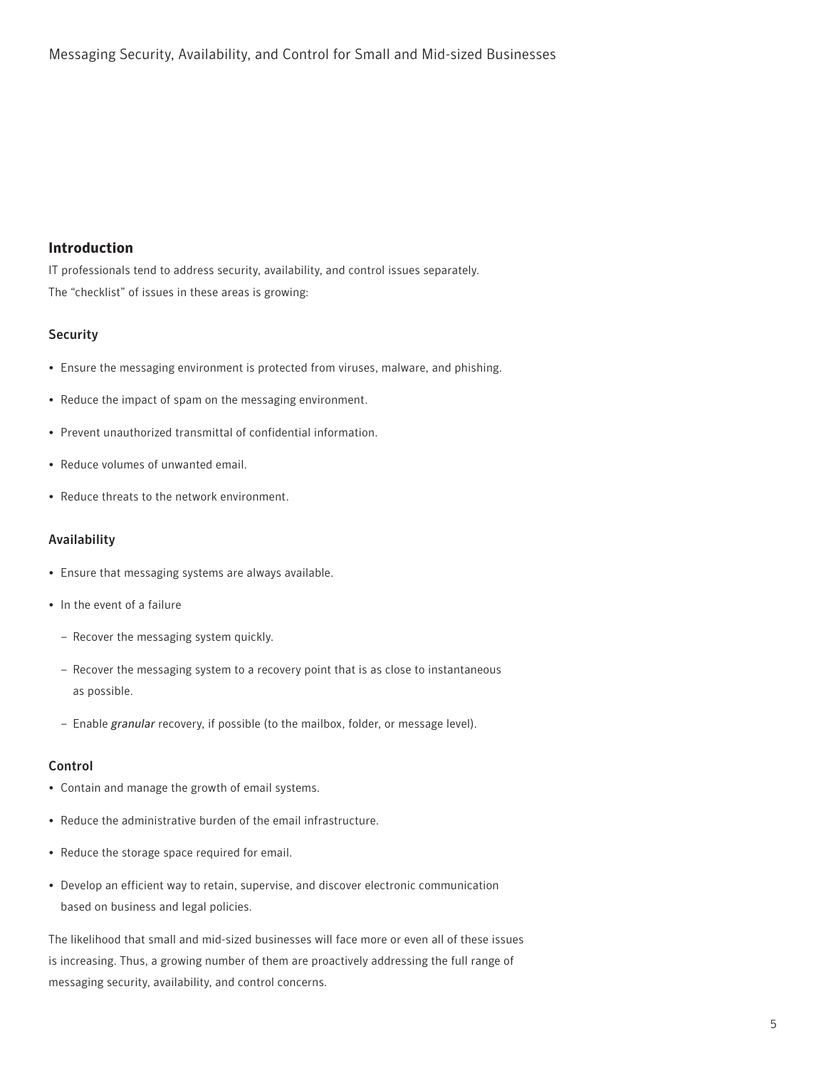## Introduction

IT professionals tend to address security, availability, and control issues separately. The "checklist" of issues in these areas is growing:

### Security

- Ensure the messaging environment is protected from viruses, malware, and phishing.
- Reduce the impact of spam on the messaging environment.
- Prevent unauthorized transmittal of confidential information.
- Reduce volumes of unwanted email.
- Reduce threats to the network environment.

### Availability

- Ensure that messaging systems are always available.
- In the event of a failure
  - Recover the messaging system quickly.
  - Recover the messaging system to a recovery point that is as close to instantaneous as possible.
  - Enable *granular* recovery, if possible (to the mailbox, folder, or message level).

### Control

- Contain and manage the growth of email systems.
- Reduce the administrative burden of the email infrastructure.
- Reduce the storage space required for email.
- Develop an efficient way to retain, supervise, and discover electronic communication based on business and legal policies.

The likelihood that small and mid-sized businesses will face more or even all of these issues is increasing. Thus, a growing number of them are proactively addressing the full range of messaging security, availability, and control concerns.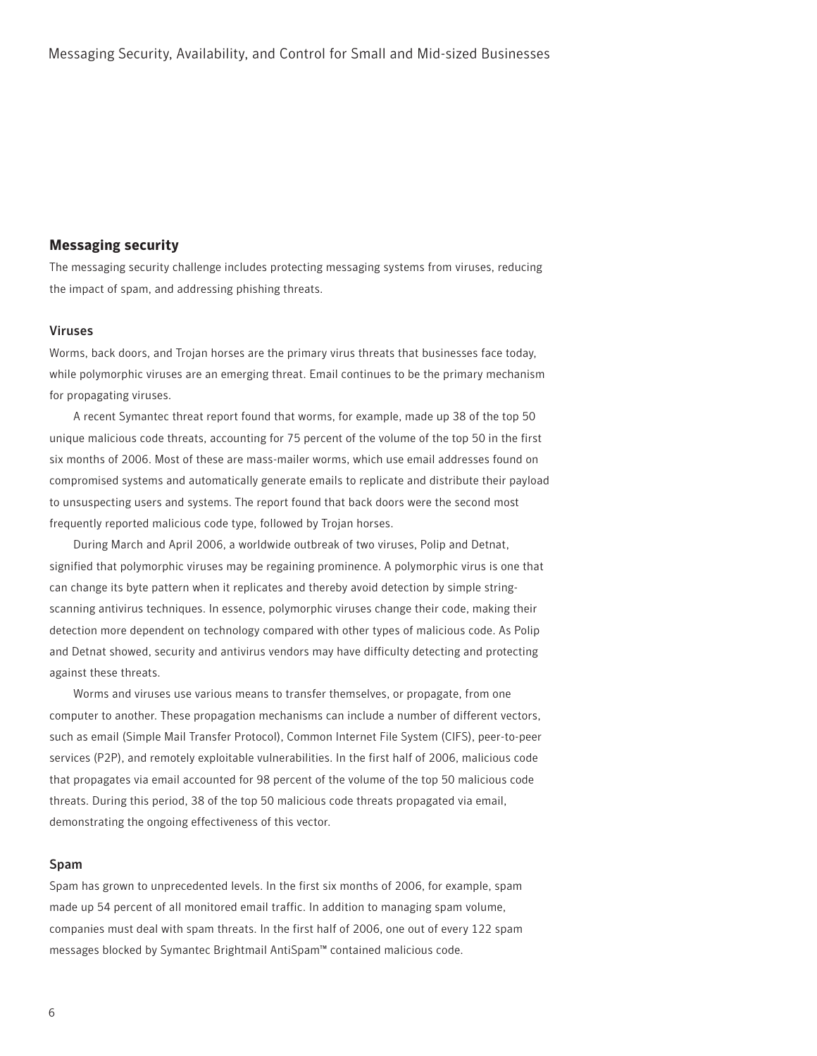## Messaging security

The messaging security challenge includes protecting messaging systems from viruses, reducing the impact of spam, and addressing phishing threats.

### Viruses

Worms, back doors, and Trojan horses are the primary virus threats that businesses face today, while polymorphic viruses are an emerging threat. Email continues to be the primary mechanism for propagating viruses.

A recent Symantec threat report found that worms, for example, made up 38 of the top 50 unique malicious code threats, accounting for 75 percent of the volume of the top 50 in the first six months of 2006. Most of these are mass-mailer worms, which use email addresses found on compromised systems and automatically generate emails to replicate and distribute their payload to unsuspecting users and systems. The report found that back doors were the second most frequently reported malicious code type, followed by Trojan horses.

During March and April 2006, a worldwide outbreak of two viruses, Polip and Detnat, signified that polymorphic viruses may be regaining prominence. A polymorphic virus is one that can change its byte pattern when it replicates and thereby avoid detection by simple string-scanning antivirus techniques. In essence, polymorphic viruses change their code, making their detection more dependent on technology compared with other types of malicious code. As Polip and Detnat showed, security and antivirus vendors may have difficulty detecting and protecting against these threats.

Worms and viruses use various means to transfer themselves, or propagate, from one computer to another. These propagation mechanisms can include a number of different vectors, such as email (Simple Mail Transfer Protocol), Common Internet File System (CIFS), peer-to-peer services (P2P), and remotely exploitable vulnerabilities. In the first half of 2006, malicious code that propagates via email accounted for 98 percent of the volume of the top 50 malicious code threats. During this period, 38 of the top 50 malicious code threats propagated via email, demonstrating the ongoing effectiveness of this vector.

### Spam

Spam has grown to unprecedented levels. In the first six months of 2006, for example, spam made up 54 percent of all monitored email traffic. In addition to managing spam volume, companies must deal with spam threats. In the first half of 2006, one out of every 122 spam messages blocked by Symantec Brightmail AntiSpam™ contained malicious code.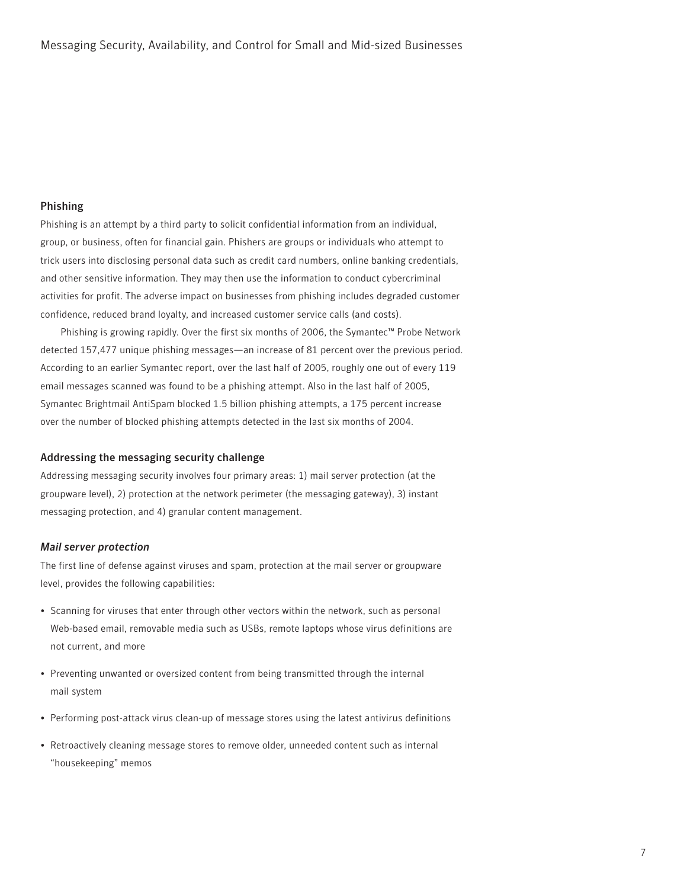## Phishing

Phishing is an attempt by a third party to solicit confidential information from an individual, group, or business, often for financial gain. Phishers are groups or individuals who attempt to trick users into disclosing personal data such as credit card numbers, online banking credentials, and other sensitive information. They may then use the information to conduct cybercriminal activities for profit. The adverse impact on businesses from phishing includes degraded customer confidence, reduced brand loyalty, and increased customer service calls (and costs).

Phishing is growing rapidly. Over the first six months of 2006, the Symantec™ Probe Network detected 157,477 unique phishing messages—an increase of 81 percent over the previous period. According to an earlier Symantec report, over the last half of 2005, roughly one out of every 119 email messages scanned was found to be a phishing attempt. Also in the last half of 2005, Symantec Brightmail AntiSpam blocked 1.5 billion phishing attempts, a 175 percent increase over the number of blocked phishing attempts detected in the last six months of 2004.

## Addressing the messaging security challenge

Addressing messaging security involves four primary areas: 1) mail server protection (at the groupware level), 2) protection at the network perimeter (the messaging gateway), 3) instant messaging protection, and 4) granular content management.

### *Mail server protection*

The first line of defense against viruses and spam, protection at the mail server or groupware level, provides the following capabilities:

- Scanning for viruses that enter through other vectors within the network, such as personal Web-based email, removable media such as USBs, remote laptops whose virus definitions are not current, and more
- Preventing unwanted or oversized content from being transmitted through the internal mail system
- Performing post-attack virus clean-up of message stores using the latest antivirus definitions
- Retroactively cleaning message stores to remove older, unneeded content such as internal "housekeeping" memos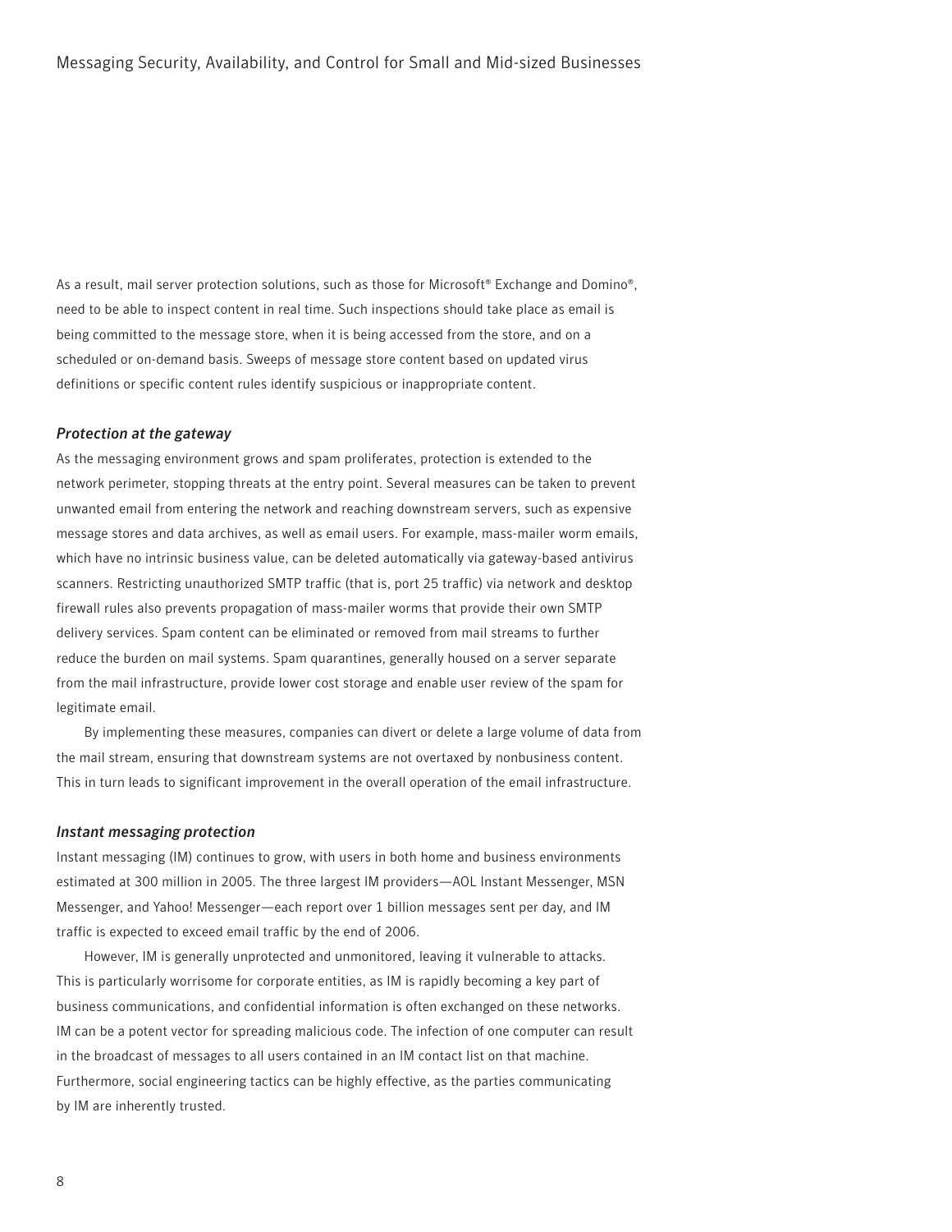As a result, mail server protection solutions, such as those for Microsoft® Exchange and Domino®, need to be able to inspect content in real time. Such inspections should take place as email is being committed to the message store, when it is being accessed from the store, and on a scheduled or on-demand basis. Sweeps of message store content based on updated virus definitions or specific content rules identify suspicious or inappropriate content.

### *Protection at the gateway*

As the messaging environment grows and spam proliferates, protection is extended to the network perimeter, stopping threats at the entry point. Several measures can be taken to prevent unwanted email from entering the network and reaching downstream servers, such as expensive message stores and data archives, as well as email users. For example, mass-mailer worm emails, which have no intrinsic business value, can be deleted automatically via gateway-based antivirus scanners. Restricting unauthorized SMTP traffic (that is, port 25 traffic) via network and desktop firewall rules also prevents propagation of mass-mailer worms that provide their own SMTP delivery services. Spam content can be eliminated or removed from mail streams to further reduce the burden on mail systems. Spam quarantines, generally housed on a server separate from the mail infrastructure, provide lower cost storage and enable user review of the spam for legitimate email.

By implementing these measures, companies can divert or delete a large volume of data from the mail stream, ensuring that downstream systems are not overtaxed by nonbusiness content. This in turn leads to significant improvement in the overall operation of the email infrastructure.

### *Instant messaging protection*

Instant messaging (IM) continues to grow, with users in both home and business environments estimated at 300 million in 2005. The three largest IM providers—AOL Instant Messenger, MSN Messenger, and Yahoo! Messenger—each report over 1 billion messages sent per day, and IM traffic is expected to exceed email traffic by the end of 2006.

However, IM is generally unprotected and unmonitored, leaving it vulnerable to attacks. This is particularly worrisome for corporate entities, as IM is rapidly becoming a key part of business communications, and confidential information is often exchanged on these networks. IM can be a potent vector for spreading malicious code. The infection of one computer can result in the broadcast of messages to all users contained in an IM contact list on that machine. Furthermore, social engineering tactics can be highly effective, as the parties communicating by IM are inherently trusted.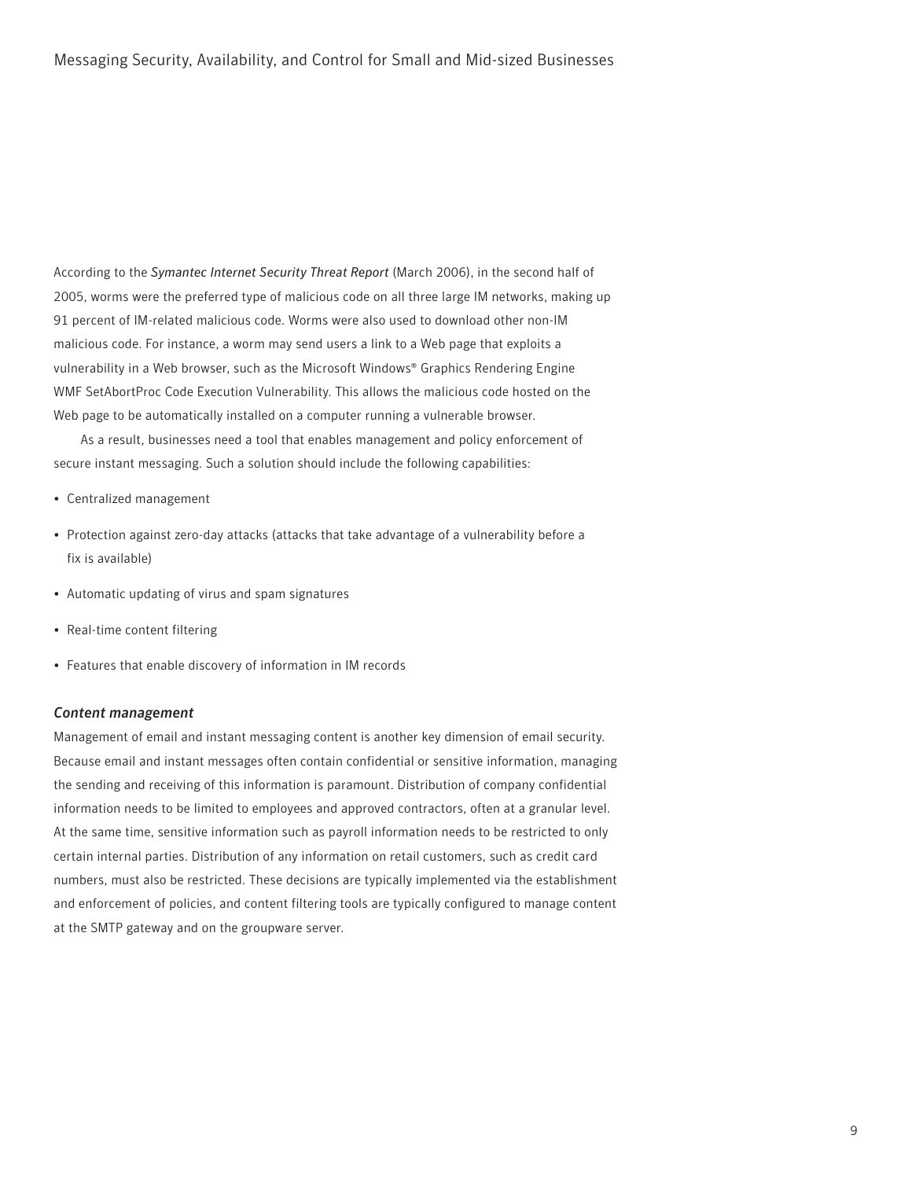According to the *Symantec Internet Security Threat Report* (March 2006), in the second half of 2005, worms were the preferred type of malicious code on all three large IM networks, making up 91 percent of IM-related malicious code. Worms were also used to download other non-IM malicious code. For instance, a worm may send users a link to a Web page that exploits a vulnerability in a Web browser, such as the Microsoft Windows® Graphics Rendering Engine WMF SetAbortProc Code Execution Vulnerability. This allows the malicious code hosted on the Web page to be automatically installed on a computer running a vulnerable browser.

As a result, businesses need a tool that enables management and policy enforcement of secure instant messaging. Such a solution should include the following capabilities:

- Centralized management
- Protection against zero-day attacks (attacks that take advantage of a vulnerability before a fix is available)
- Automatic updating of virus and spam signatures
- Real-time content filtering
- Features that enable discovery of information in IM records

### *Content management*

Management of email and instant messaging content is another key dimension of email security. Because email and instant messages often contain confidential or sensitive information, managing the sending and receiving of this information is paramount. Distribution of company confidential information needs to be limited to employees and approved contractors, often at a granular level. At the same time, sensitive information such as payroll information needs to be restricted to only certain internal parties. Distribution of any information on retail customers, such as credit card numbers, must also be restricted. These decisions are typically implemented via the establishment and enforcement of policies, and content filtering tools are typically configured to manage content at the SMTP gateway and on the groupware server.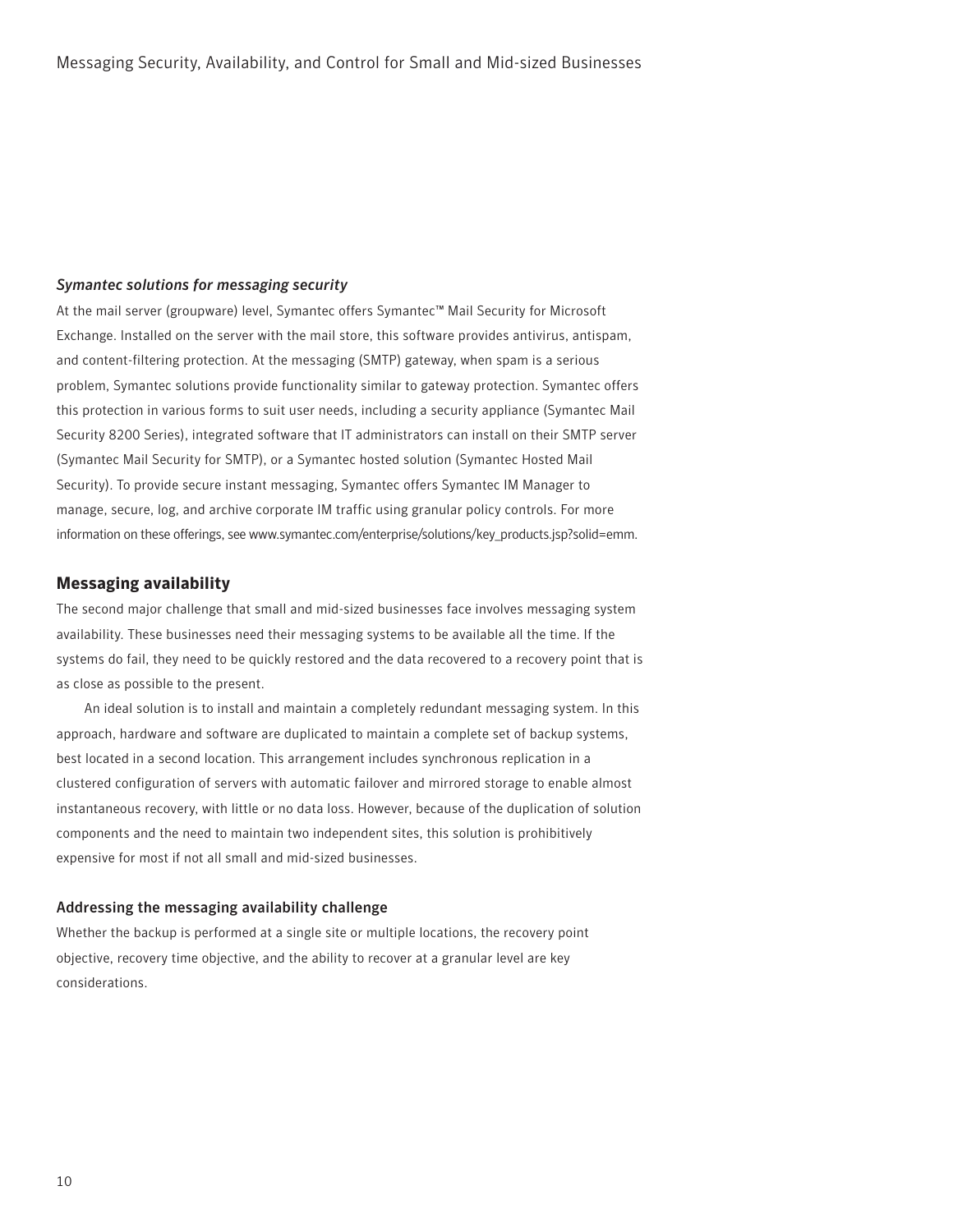*Symantec solutions for messaging security*

At the mail server (groupware) level, Symantec offers Symantec™ Mail Security for Microsoft Exchange. Installed on the server with the mail store, this software provides antivirus, antispam, and content-filtering protection. At the messaging (SMTP) gateway, when spam is a serious problem, Symantec solutions provide functionality similar to gateway protection. Symantec offers this protection in various forms to suit user needs, including a security appliance (Symantec Mail Security 8200 Series), integrated software that IT administrators can install on their SMTP server (Symantec Mail Security for SMTP), or a Symantec hosted solution (Symantec Hosted Mail Security). To provide secure instant messaging, Symantec offers Symantec IM Manager to manage, secure, log, and archive corporate IM traffic using granular policy controls. For more information on these offerings, see www.symantec.com/enterprise/solutions/key_products.jsp?solid=emm.

## Messaging availability

The second major challenge that small and mid-sized businesses face involves messaging system availability. These businesses need their messaging systems to be available all the time. If the systems do fail, they need to be quickly restored and the data recovered to a recovery point that is as close as possible to the present.

An ideal solution is to install and maintain a completely redundant messaging system. In this approach, hardware and software are duplicated to maintain a complete set of backup systems, best located in a second location. This arrangement includes synchronous replication in a clustered configuration of servers with automatic failover and mirrored storage to enable almost instantaneous recovery, with little or no data loss. However, because of the duplication of solution components and the need to maintain two independent sites, this solution is prohibitively expensive for most if not all small and mid-sized businesses.

### Addressing the messaging availability challenge

Whether the backup is performed at a single site or multiple locations, the recovery point objective, recovery time objective, and the ability to recover at a granular level are key considerations.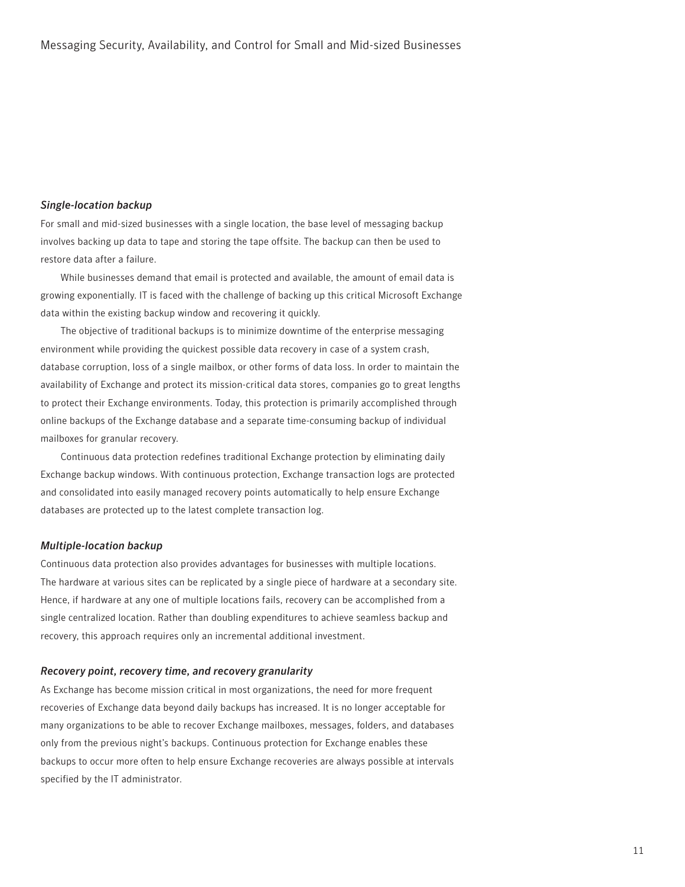### *Single-location backup*

For small and mid-sized businesses with a single location, the base level of messaging backup involves backing up data to tape and storing the tape offsite. The backup can then be used to restore data after a failure.

While businesses demand that email is protected and available, the amount of email data is growing exponentially. IT is faced with the challenge of backing up this critical Microsoft Exchange data within the existing backup window and recovering it quickly.

The objective of traditional backups is to minimize downtime of the enterprise messaging environment while providing the quickest possible data recovery in case of a system crash, database corruption, loss of a single mailbox, or other forms of data loss. In order to maintain the availability of Exchange and protect its mission-critical data stores, companies go to great lengths to protect their Exchange environments. Today, this protection is primarily accomplished through online backups of the Exchange database and a separate time-consuming backup of individual mailboxes for granular recovery.

Continuous data protection redefines traditional Exchange protection by eliminating daily Exchange backup windows. With continuous protection, Exchange transaction logs are protected and consolidated into easily managed recovery points automatically to help ensure Exchange databases are protected up to the latest complete transaction log.

### *Multiple-location backup*

Continuous data protection also provides advantages for businesses with multiple locations. The hardware at various sites can be replicated by a single piece of hardware at a secondary site. Hence, if hardware at any one of multiple locations fails, recovery can be accomplished from a single centralized location. Rather than doubling expenditures to achieve seamless backup and recovery, this approach requires only an incremental additional investment.

### *Recovery point, recovery time, and recovery granularity*

As Exchange has become mission critical in most organizations, the need for more frequent recoveries of Exchange data beyond daily backups has increased. It is no longer acceptable for many organizations to be able to recover Exchange mailboxes, messages, folders, and databases only from the previous night's backups. Continuous protection for Exchange enables these backups to occur more often to help ensure Exchange recoveries are always possible at intervals specified by the IT administrator.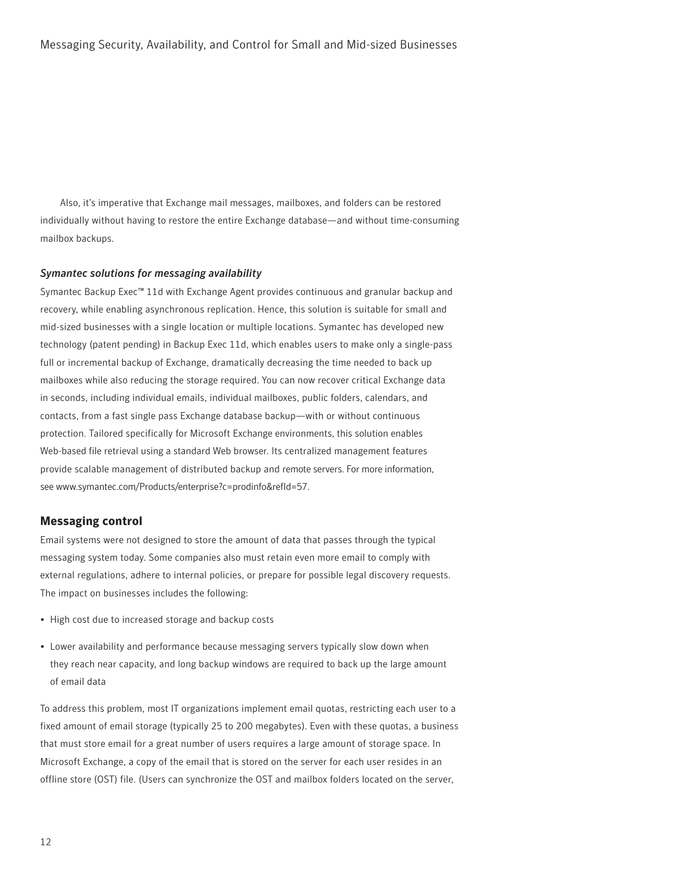Also, it's imperative that Exchange mail messages, mailboxes, and folders can be restored individually without having to restore the entire Exchange database—and without time-consuming mailbox backups.

### *Symantec solutions for messaging availability*

Symantec Backup Exec™ 11d with Exchange Agent provides continuous and granular backup and recovery, while enabling asynchronous replication. Hence, this solution is suitable for small and mid-sized businesses with a single location or multiple locations. Symantec has developed new technology (patent pending) in Backup Exec 11d, which enables users to make only a single-pass full or incremental backup of Exchange, dramatically decreasing the time needed to back up mailboxes while also reducing the storage required. You can now recover critical Exchange data in seconds, including individual emails, individual mailboxes, public folders, calendars, and contacts, from a fast single pass Exchange database backup—with or without continuous protection. Tailored specifically for Microsoft Exchange environments, this solution enables Web-based file retrieval using a standard Web browser. Its centralized management features provide scalable management of distributed backup and remote servers. For more information, see www.symantec.com/Products/enterprise?c=prodinfo&refId=57.

## Messaging control

Email systems were not designed to store the amount of data that passes through the typical messaging system today. Some companies also must retain even more email to comply with external regulations, adhere to internal policies, or prepare for possible legal discovery requests. The impact on businesses includes the following:

- High cost due to increased storage and backup costs
- Lower availability and performance because messaging servers typically slow down when they reach near capacity, and long backup windows are required to back up the large amount of email data

To address this problem, most IT organizations implement email quotas, restricting each user to a fixed amount of email storage (typically 25 to 200 megabytes). Even with these quotas, a business that must store email for a great number of users requires a large amount of storage space. In Microsoft Exchange, a copy of the email that is stored on the server for each user resides in an offline store (OST) file. (Users can synchronize the OST and mailbox folders located on the server,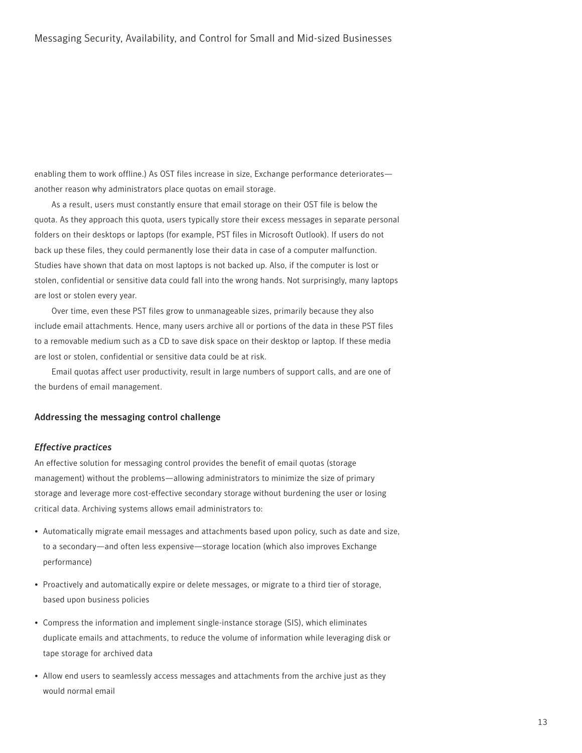enabling them to work offline.) As OST files increase in size, Exchange performance deteriorates—another reason why administrators place quotas on email storage.

As a result, users must constantly ensure that email storage on their OST file is below the quota. As they approach this quota, users typically store their excess messages in separate personal folders on their desktops or laptops (for example, PST files in Microsoft Outlook). If users do not back up these files, they could permanently lose their data in case of a computer malfunction. Studies have shown that data on most laptops is not backed up. Also, if the computer is lost or stolen, confidential or sensitive data could fall into the wrong hands. Not surprisingly, many laptops are lost or stolen every year.

Over time, even these PST files grow to unmanageable sizes, primarily because they also include email attachments. Hence, many users archive all or portions of the data in these PST files to a removable medium such as a CD to save disk space on their desktop or laptop. If these media are lost or stolen, confidential or sensitive data could be at risk.

Email quotas affect user productivity, result in large numbers of support calls, and are one of the burdens of email management.

### Addressing the messaging control challenge

#### *Effective practices*

An effective solution for messaging control provides the benefit of email quotas (storage management) without the problems—allowing administrators to minimize the size of primary storage and leverage more cost-effective secondary storage without burdening the user or losing critical data. Archiving systems allows email administrators to:

- Automatically migrate email messages and attachments based upon policy, such as date and size, to a secondary—and often less expensive—storage location (which also improves Exchange performance)
- Proactively and automatically expire or delete messages, or migrate to a third tier of storage, based upon business policies
- Compress the information and implement single-instance storage (SIS), which eliminates duplicate emails and attachments, to reduce the volume of information while leveraging disk or tape storage for archived data
- Allow end users to seamlessly access messages and attachments from the archive just as they would normal email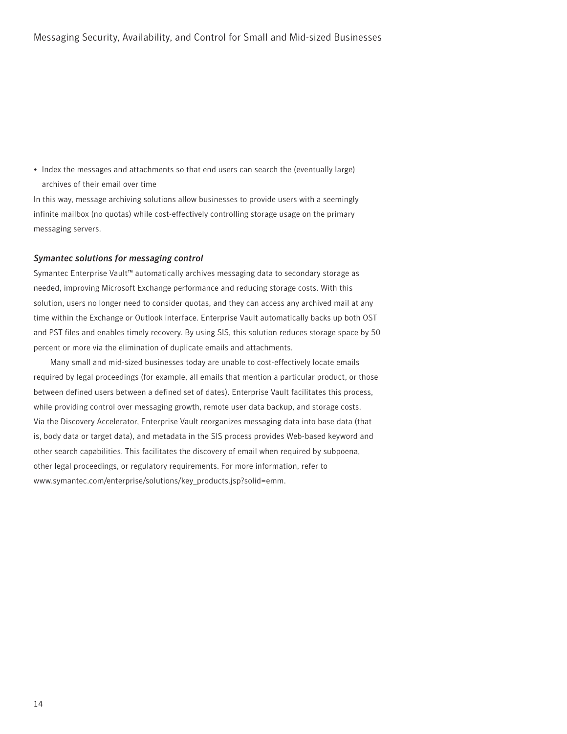- Index the messages and attachments so that end users can search the (eventually large) archives of their email over time

In this way, message archiving solutions allow businesses to provide users with a seemingly infinite mailbox (no quotas) while cost-effectively controlling storage usage on the primary messaging servers.

### *Symantec solutions for messaging control*

Symantec Enterprise Vault™ automatically archives messaging data to secondary storage as needed, improving Microsoft Exchange performance and reducing storage costs. With this solution, users no longer need to consider quotas, and they can access any archived mail at any time within the Exchange or Outlook interface. Enterprise Vault automatically backs up both OST and PST files and enables timely recovery. By using SIS, this solution reduces storage space by 50 percent or more via the elimination of duplicate emails and attachments.

Many small and mid-sized businesses today are unable to cost-effectively locate emails required by legal proceedings (for example, all emails that mention a particular product, or those between defined users between a defined set of dates). Enterprise Vault facilitates this process, while providing control over messaging growth, remote user data backup, and storage costs. Via the Discovery Accelerator, Enterprise Vault reorganizes messaging data into base data (that is, body data or target data), and metadata in the SIS process provides Web-based keyword and other search capabilities. This facilitates the discovery of email when required by subpoena, other legal proceedings, or regulatory requirements. For more information, refer to www.symantec.com/enterprise/solutions/key_products.jsp?solid=emm.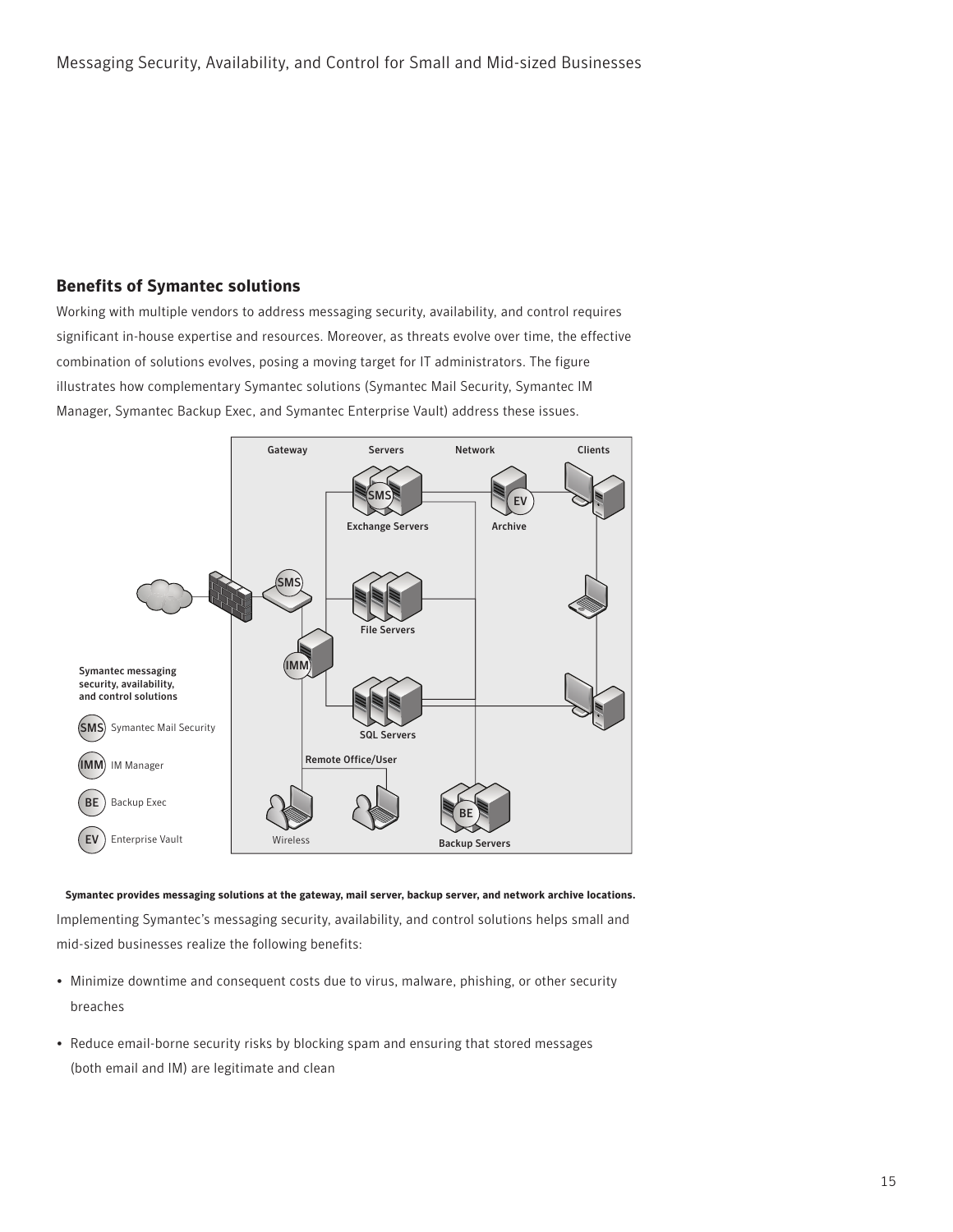## Benefits of Symantec solutions

Working with multiple vendors to address messaging security, availability, and control requires significant in-house expertise and resources. Moreover, as threats evolve over time, the effective combination of solutions evolves, posing a moving target for IT administrators. The figure illustrates how complementary Symantec solutions (Symantec Mail Security, Symantec IM Manager, Symantec Backup Exec, and Symantec Enterprise Vault) address these issues.

**Symantec provides messaging solutions at the gateway, mail server, backup server, and network archive locations.**

Implementing Symantec's messaging security, availability, and control solutions helps small and mid-sized businesses realize the following benefits:

- Minimize downtime and consequent costs due to virus, malware, phishing, or other security breaches
- Reduce email-borne security risks by blocking spam and ensuring that stored messages (both email and IM) are legitimate and clean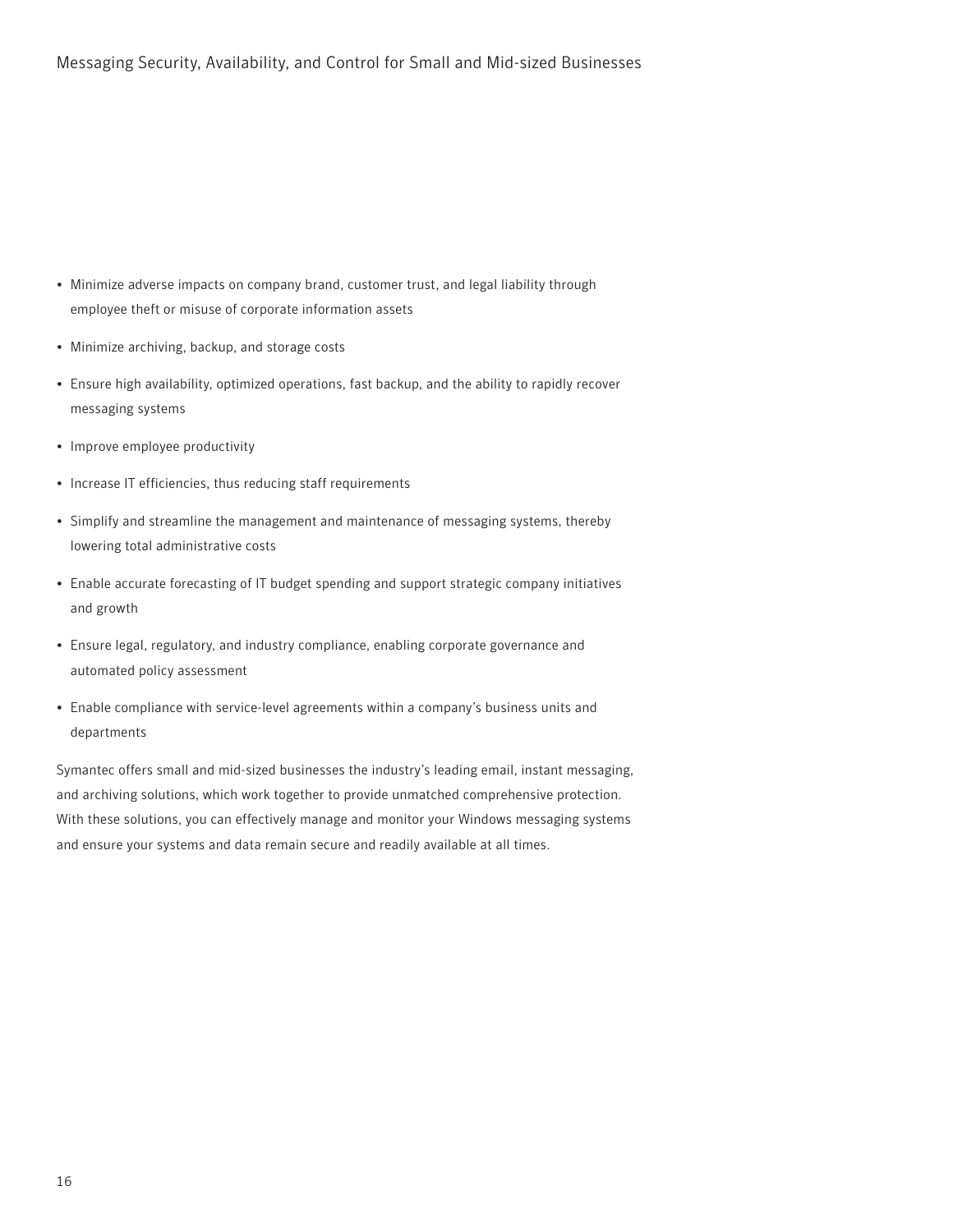- Minimize adverse impacts on company brand, customer trust, and legal liability through employee theft or misuse of corporate information assets
- Minimize archiving, backup, and storage costs
- Ensure high availability, optimized operations, fast backup, and the ability to rapidly recover messaging systems
- Improve employee productivity
- Increase IT efficiencies, thus reducing staff requirements
- Simplify and streamline the management and maintenance of messaging systems, thereby lowering total administrative costs
- Enable accurate forecasting of IT budget spending and support strategic company initiatives and growth
- Ensure legal, regulatory, and industry compliance, enabling corporate governance and automated policy assessment
- Enable compliance with service-level agreements within a company's business units and departments

Symantec offers small and mid-sized businesses the industry's leading email, instant messaging, and archiving solutions, which work together to provide unmatched comprehensive protection. With these solutions, you can effectively manage and monitor your Windows messaging systems and ensure your systems and data remain secure and readily available at all times.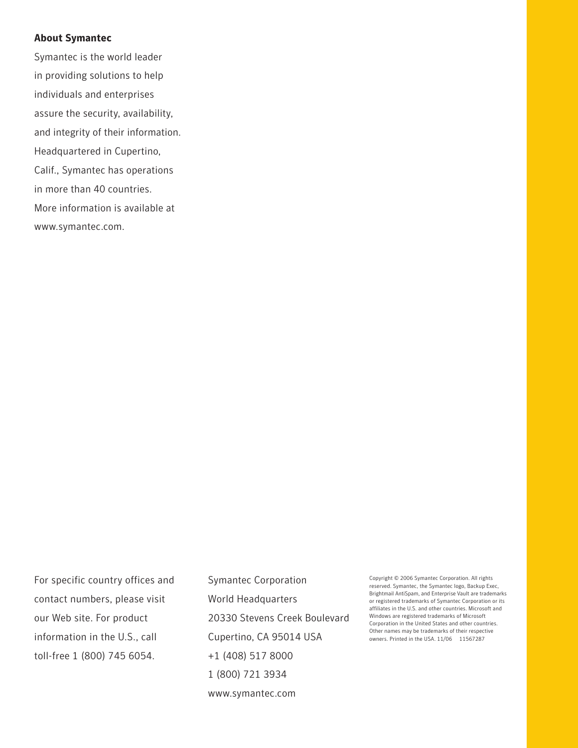**About Symantec**

Symantec is the world leader in providing solutions to help individuals and enterprises assure the security, availability, and integrity of their information. Headquartered in Cupertino, Calif., Symantec has operations in more than 40 countries. More information is available at www.symantec.com.

For specific country offices and contact numbers, please visit our Web site. For product information in the U.S., call toll-free 1 (800) 745 6054.

Symantec Corporation
World Headquarters
20330 Stevens Creek Boulevard
Cupertino, CA 95014 USA
+1 (408) 517 8000
1 (800) 721 3934
www.symantec.com

Copyright © 2006 Symantec Corporation. All rights reserved. Symantec, the Symantec logo, Backup Exec, Brightmail AntiSpam, and Enterprise Vault are trademarks or registered trademarks of Symantec Corporation or its affiliates in the U.S. and other countries. Microsoft and Windows are registered trademarks of Microsoft Corporation in the United States and other countries. Other names may be trademarks of their respective owners. Printed in the USA. 11/06 11567287